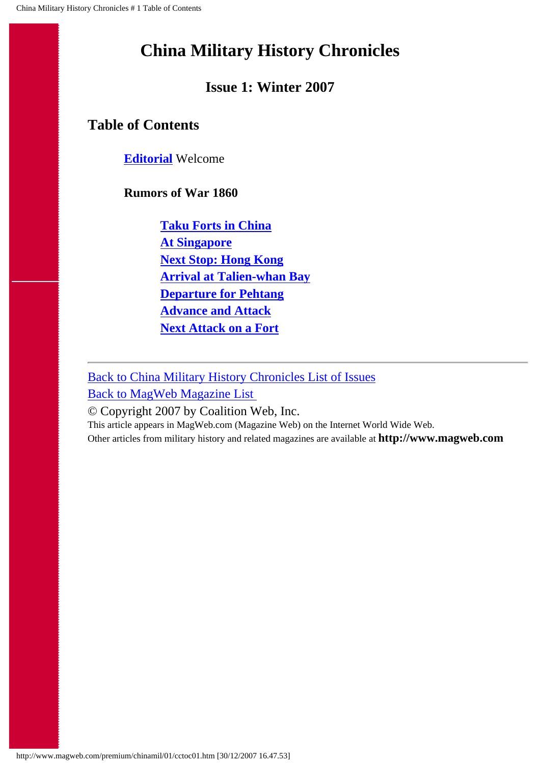# China Military History Chronicles

## Issue 1: Winter 2007

## Table of Contents

**Editorial** Welcome

**Rumors of War 1860**

- **Taku Forts in China**
- **At Singapore**
- **Next Stop: Hong Kong**
- **Arrival at Talien-whan Bay**
- **Departure for Pehtang**
- **Advance and Attack**
- **Next Attack on a Fort**

---

Back to China Military History Chronicles List of Issues

Back to MagWeb Magazine List

© Copyright 2007 by Coalition Web, Inc.

This article appears in MagWeb.com (Magazine Web) on the Internet World Wide Web.

Other articles from military history and related magazines are available at **http://www.magweb.com**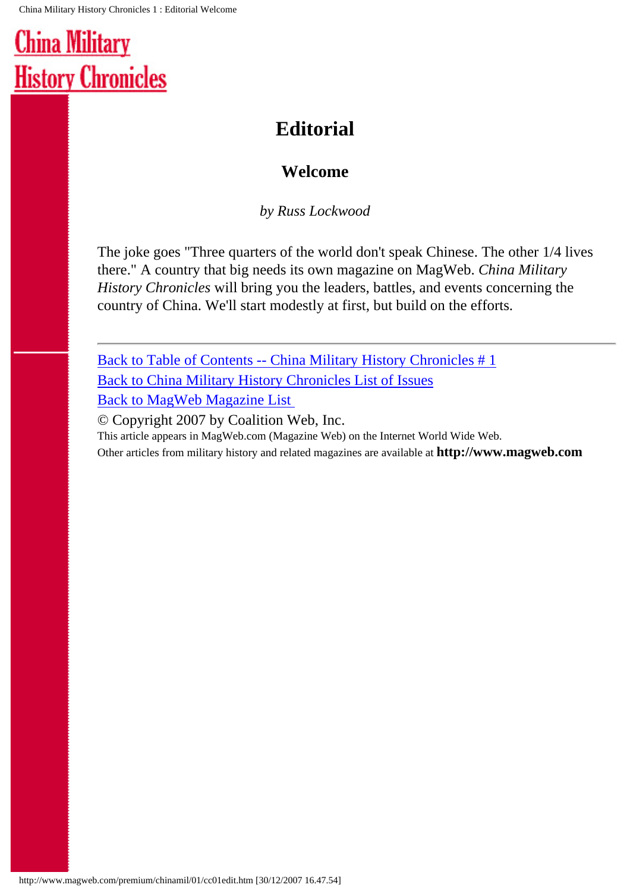# China Military History Chronicles

## Editorial

### Welcome

*by Russ Lockwood*

The joke goes "Three quarters of the world don't speak Chinese. The other 1/4 lives there." A country that big needs its own magazine on MagWeb. *China Military History Chronicles* will bring you the leaders, battles, and events concerning the country of China. We'll start modestly at first, but build on the efforts.

---

Back to Table of Contents -- China Military History Chronicles # 1
Back to China Military History Chronicles List of Issues
Back to MagWeb Magazine List
© Copyright 2007 by Coalition Web, Inc.
This article appears in MagWeb.com (Magazine Web) on the Internet World Wide Web.
Other articles from military history and related magazines are available at **http://www.magweb.com**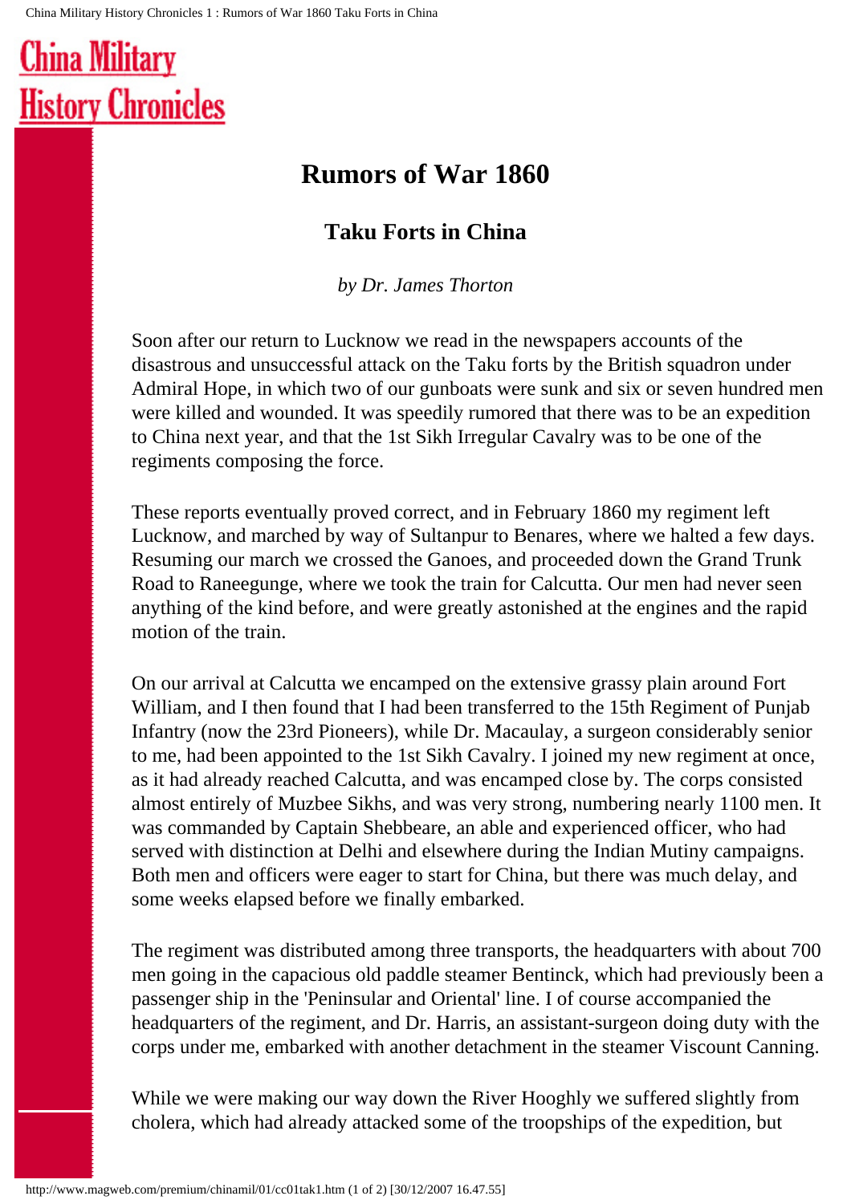# Rumors of War 1860

## Taku Forts in China

*by Dr. James Thorton*

Soon after our return to Lucknow we read in the newspapers accounts of the disastrous and unsuccessful attack on the Taku forts by the British squadron under Admiral Hope, in which two of our gunboats were sunk and six or seven hundred men were killed and wounded. It was speedily rumored that there was to be an expedition to China next year, and that the 1st Sikh Irregular Cavalry was to be one of the regiments composing the force.

These reports eventually proved correct, and in February 1860 my regiment left Lucknow, and marched by way of Sultanpur to Benares, where we halted a few days. Resuming our march we crossed the Ganoes, and proceeded down the Grand Trunk Road to Raneegunge, where we took the train for Calcutta. Our men had never seen anything of the kind before, and were greatly astonished at the engines and the rapid motion of the train.

On our arrival at Calcutta we encamped on the extensive grassy plain around Fort William, and I then found that I had been transferred to the 15th Regiment of Punjab Infantry (now the 23rd Pioneers), while Dr. Macaulay, a surgeon considerably senior to me, had been appointed to the 1st Sikh Cavalry. I joined my new regiment at once, as it had already reached Calcutta, and was encamped close by. The corps consisted almost entirely of Muzbee Sikhs, and was very strong, numbering nearly 1100 men. It was commanded by Captain Shebbeare, an able and experienced officer, who had served with distinction at Delhi and elsewhere during the Indian Mutiny campaigns. Both men and officers were eager to start for China, but there was much delay, and some weeks elapsed before we finally embarked.

The regiment was distributed among three transports, the headquarters with about 700 men going in the capacious old paddle steamer Bentinck, which had previously been a passenger ship in the 'Peninsular and Oriental' line. I of course accompanied the headquarters of the regiment, and Dr. Harris, an assistant-surgeon doing duty with the corps under me, embarked with another detachment in the steamer Viscount Canning.

While we were making our way down the River Hooghly we suffered slightly from cholera, which had already attacked some of the troopships of the expedition, but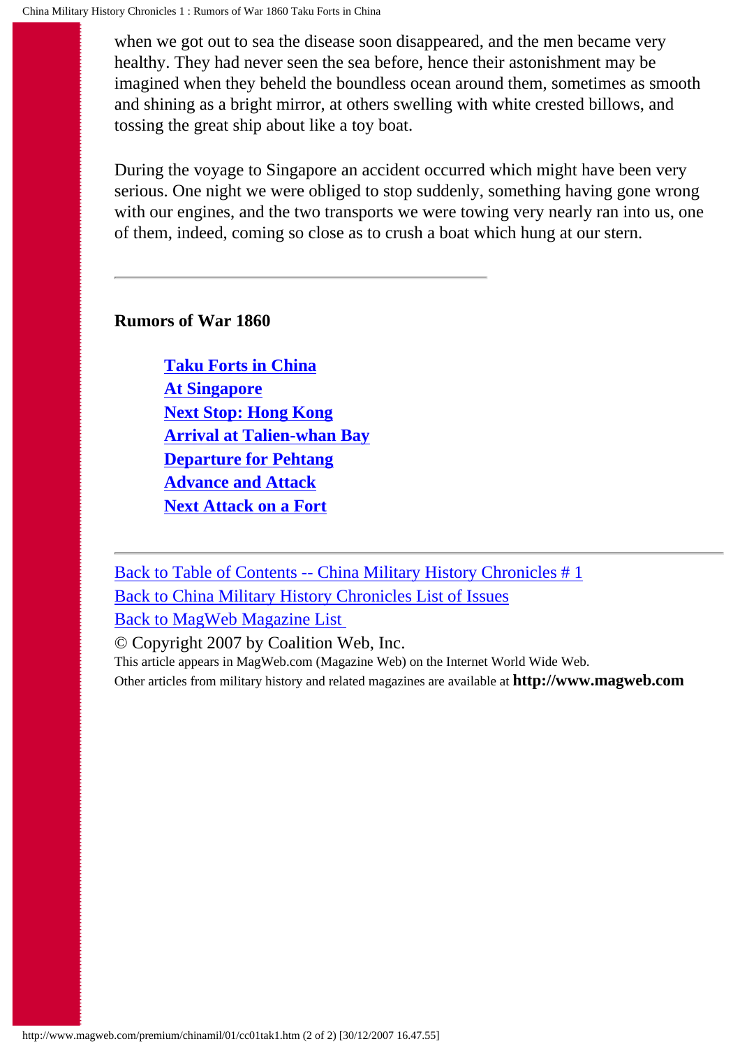when we got out to sea the disease soon disappeared, and the men became very healthy. They had never seen the sea before, hence their astonishment may be imagined when they beheld the boundless ocean around them, sometimes as smooth and shining as a bright mirror, at others swelling with white crested billows, and tossing the great ship about like a toy boat.

During the voyage to Singapore an accident occurred which might have been very serious. One night we were obliged to stop suddenly, something having gone wrong with our engines, and the two transports we were towing very nearly ran into us, one of them, indeed, coming so close as to crush a boat which hung at our stern.

---

**Rumors of War 1860**

- **Taku Forts in China**
- **At Singapore**
- **Next Stop: Hong Kong**
- **Arrival at Talien-whan Bay**
- **Departure for Pehtang**
- **Advance and Attack**
- **Next Attack on a Fort**

---

Back to Table of Contents -- China Military History Chronicles # 1
Back to China Military History Chronicles List of Issues
Back to MagWeb Magazine List

© Copyright 2007 by Coalition Web, Inc.
This article appears in MagWeb.com (Magazine Web) on the Internet World Wide Web.
Other articles from military history and related magazines are available at **http://www.magweb.com**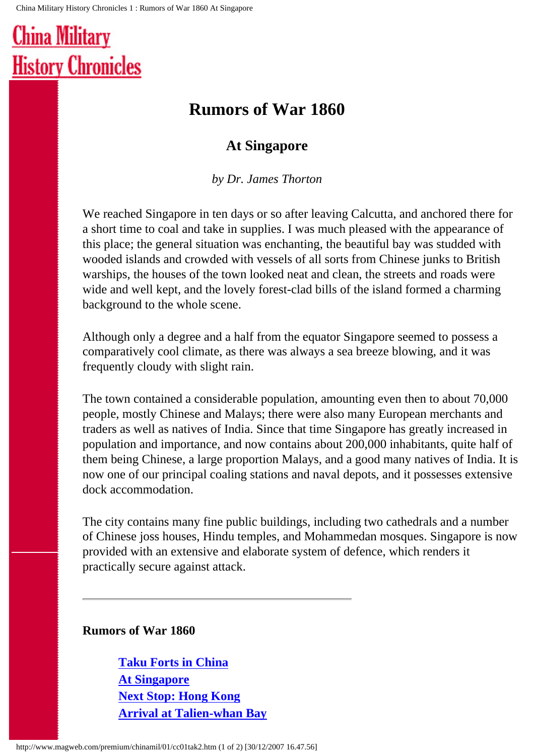China Military History Chronicles

# Rumors of War 1860

## At Singapore

*by Dr. James Thorton*

We reached Singapore in ten days or so after leaving Calcutta, and anchored there for a short time to coal and take in supplies. I was much pleased with the appearance of this place; the general situation was enchanting, the beautiful bay was studded with wooded islands and crowded with vessels of all sorts from Chinese junks to British warships, the houses of the town looked neat and clean, the streets and roads were wide and well kept, and the lovely forest-clad bills of the island formed a charming background to the whole scene.

Although only a degree and a half from the equator Singapore seemed to possess a comparatively cool climate, as there was always a sea breeze blowing, and it was frequently cloudy with slight rain.

The town contained a considerable population, amounting even then to about 70,000 people, mostly Chinese and Malays; there were also many European merchants and traders as well as natives of India. Since that time Singapore has greatly increased in population and importance, and now contains about 200,000 inhabitants, quite half of them being Chinese, a large proportion Malays, and a good many natives of India. It is now one of our principal coaling stations and naval depots, and it possesses extensive dock accommodation.

The city contains many fine public buildings, including two cathedrals and a number of Chinese joss houses, Hindu temples, and Mohammedan mosques. Singapore is now provided with an extensive and elaborate system of defence, which renders it practically secure against attack.

---

**Rumors of War 1860**

- Taku Forts in China
- At Singapore
- Next Stop: Hong Kong
- Arrival at Talien-whan Bay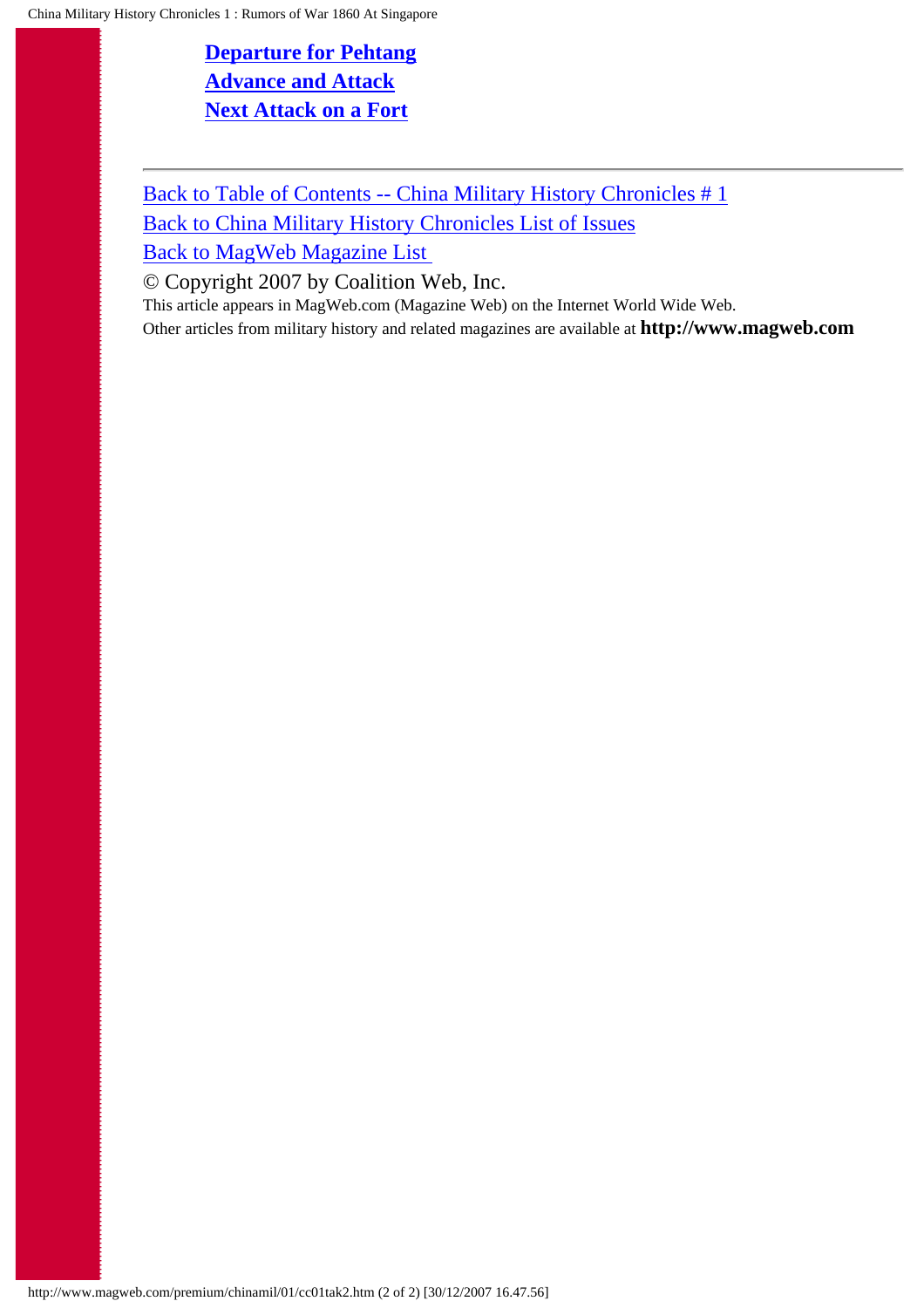**Departure for Pehtang**
**Advance and Attack**
**Next Attack on a Fort**

---

Back to Table of Contents -- China Military History Chronicles # 1
Back to China Military History Chronicles List of Issues
Back to MagWeb Magazine List

© Copyright 2007 by Coalition Web, Inc.
This article appears in MagWeb.com (Magazine Web) on the Internet World Wide Web.
Other articles from military history and related magazines are available at **http://www.magweb.com**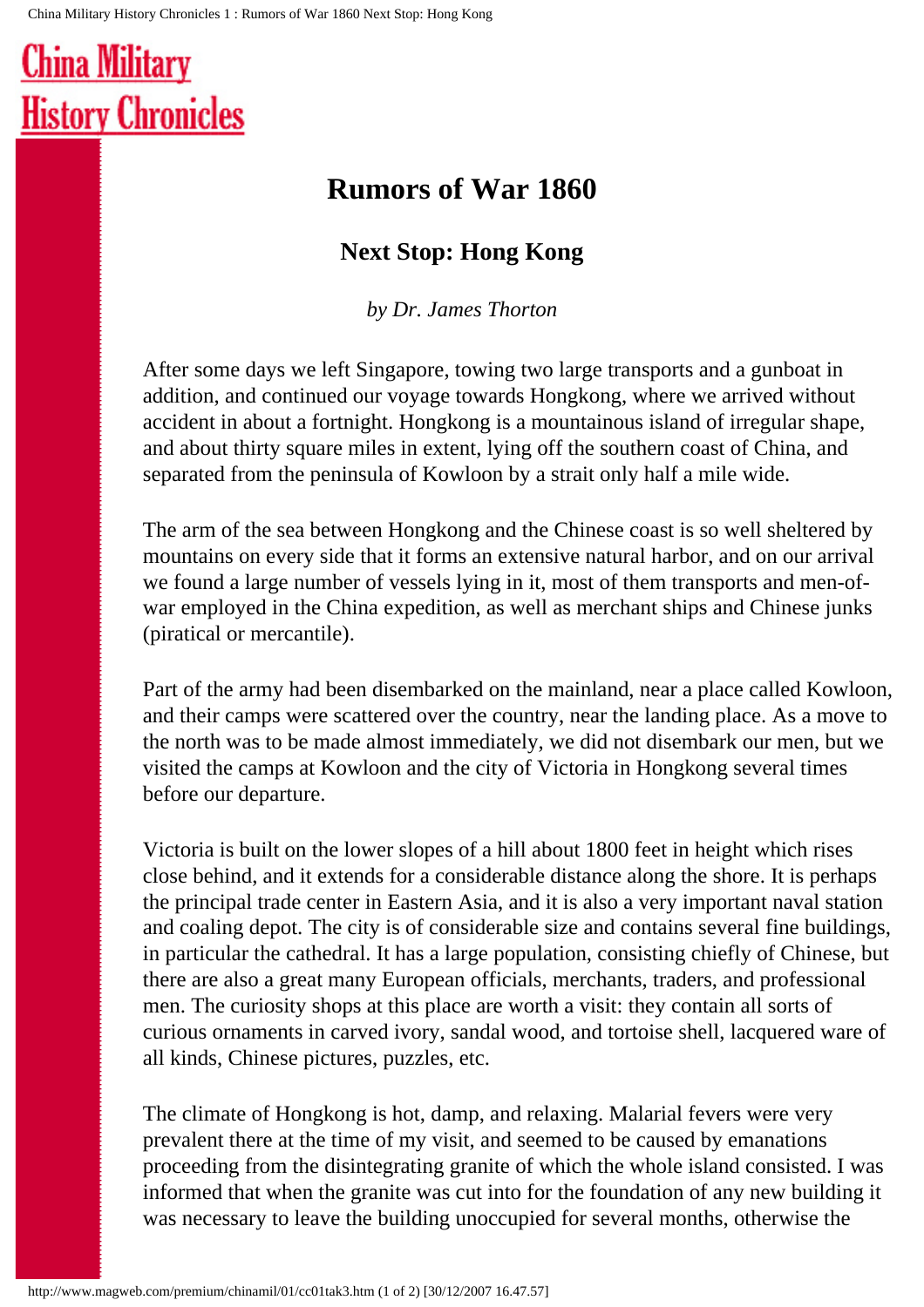# Rumors of War 1860

## Next Stop: Hong Kong

*by Dr. James Thorton*

After some days we left Singapore, towing two large transports and a gunboat in addition, and continued our voyage towards Hongkong, where we arrived without accident in about a fortnight. Hongkong is a mountainous island of irregular shape, and about thirty square miles in extent, lying off the southern coast of China, and separated from the peninsula of Kowloon by a strait only half a mile wide.

The arm of the sea between Hongkong and the Chinese coast is so well sheltered by mountains on every side that it forms an extensive natural harbor, and on our arrival we found a large number of vessels lying in it, most of them transports and men-of-war employed in the China expedition, as well as merchant ships and Chinese junks (piratical or mercantile).

Part of the army had been disembarked on the mainland, near a place called Kowloon, and their camps were scattered over the country, near the landing place. As a move to the north was to be made almost immediately, we did not disembark our men, but we visited the camps at Kowloon and the city of Victoria in Hongkong several times before our departure.

Victoria is built on the lower slopes of a hill about 1800 feet in height which rises close behind, and it extends for a considerable distance along the shore. It is perhaps the principal trade center in Eastern Asia, and it is also a very important naval station and coaling depot. The city is of considerable size and contains several fine buildings, in particular the cathedral. It has a large population, consisting chiefly of Chinese, but there are also a great many European officials, merchants, traders, and professional men. The curiosity shops at this place are worth a visit: they contain all sorts of curious ornaments in carved ivory, sandal wood, and tortoise shell, lacquered ware of all kinds, Chinese pictures, puzzles, etc.

The climate of Hongkong is hot, damp, and relaxing. Malarial fevers were very prevalent there at the time of my visit, and seemed to be caused by emanations proceeding from the disintegrating granite of which the whole island consisted. I was informed that when the granite was cut into for the foundation of any new building it was necessary to leave the building unoccupied for several months, otherwise the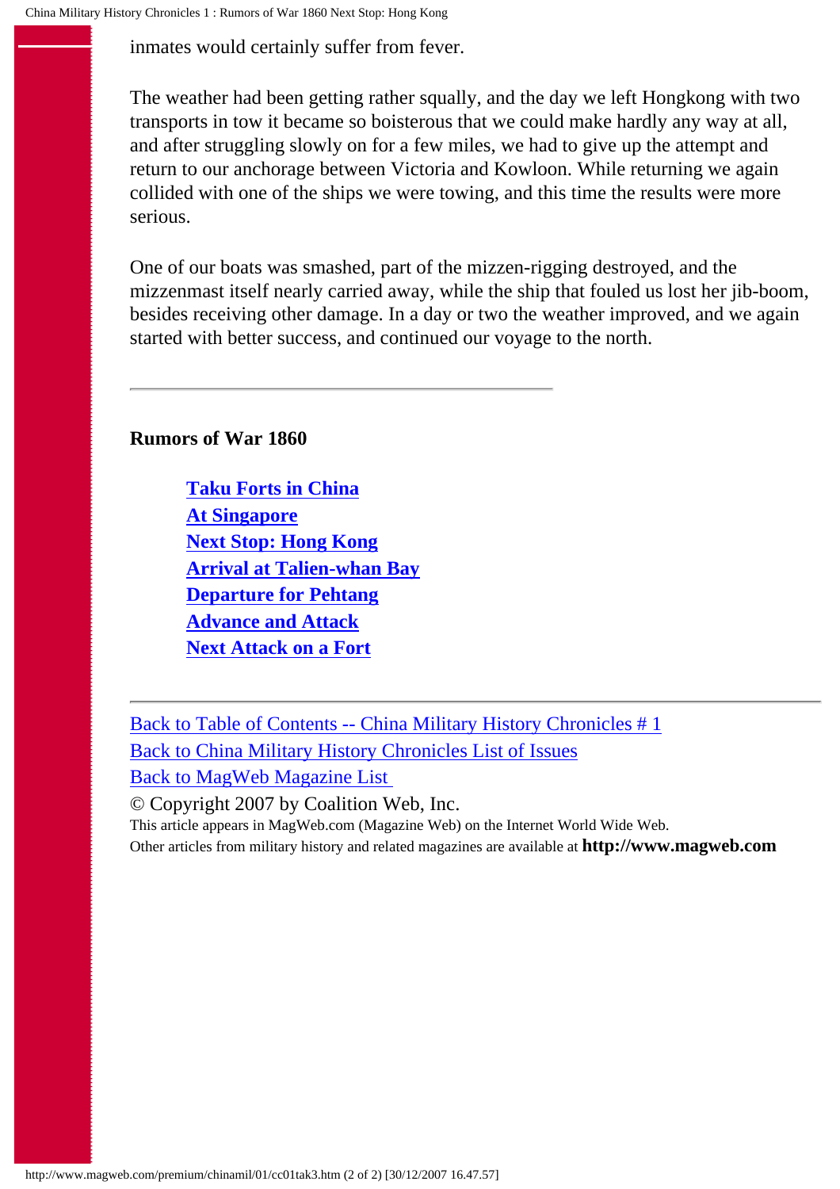inmates would certainly suffer from fever.

The weather had been getting rather squally, and the day we left Hongkong with two transports in tow it became so boisterous that we could make hardly any way at all, and after struggling slowly on for a few miles, we had to give up the attempt and return to our anchorage between Victoria and Kowloon. While returning we again collided with one of the ships we were towing, and this time the results were more serious.

One of our boats was smashed, part of the mizzen-rigging destroyed, and the mizzenmast itself nearly carried away, while the ship that fouled us lost her jib-boom, besides receiving other damage. In a day or two the weather improved, and we again started with better success, and continued our voyage to the north.

---

**Rumors of War 1860**

- **Taku Forts in China**
- **At Singapore**
- **Next Stop: Hong Kong**
- **Arrival at Talien-whan Bay**
- **Departure for Pehtang**
- **Advance and Attack**
- **Next Attack on a Fort**

---

Back to Table of Contents -- China Military History Chronicles # 1
Back to China Military History Chronicles List of Issues
Back to MagWeb Magazine List
© Copyright 2007 by Coalition Web, Inc.
This article appears in MagWeb.com (Magazine Web) on the Internet World Wide Web.
Other articles from military history and related magazines are available at **http://www.magweb.com**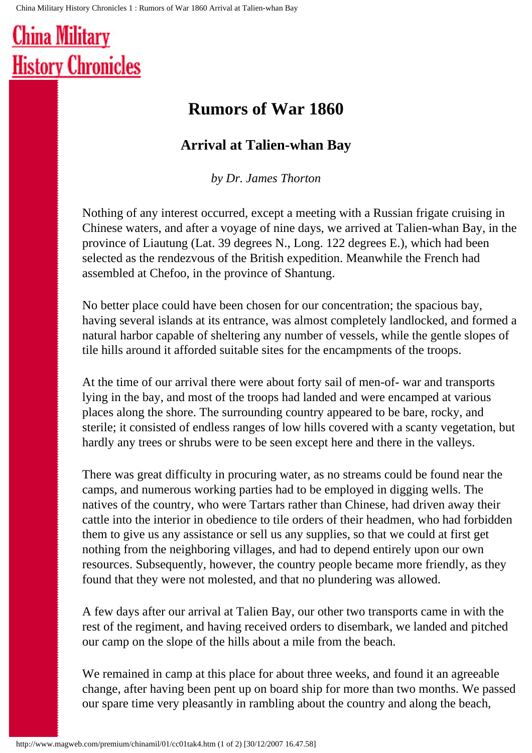# Rumors of War 1860

## Arrival at Talien-whan Bay

*by Dr. James Thorton*

Nothing of any interest occurred, except a meeting with a Russian frigate cruising in Chinese waters, and after a voyage of nine days, we arrived at Talien-whan Bay, in the province of Liautung (Lat. 39 degrees N., Long. 122 degrees E.), which had been selected as the rendezvous of the British expedition. Meanwhile the French had assembled at Chefoo, in the province of Shantung.

No better place could have been chosen for our concentration; the spacious bay, having several islands at its entrance, was almost completely landlocked, and formed a natural harbor capable of sheltering any number of vessels, while the gentle slopes of tile hills around it afforded suitable sites for the encampments of the troops.

At the time of our arrival there were about forty sail of men-of- war and transports lying in the bay, and most of the troops had landed and were encamped at various places along the shore. The surrounding country appeared to be bare, rocky, and sterile; it consisted of endless ranges of low hills covered with a scanty vegetation, but hardly any trees or shrubs were to be seen except here and there in the valleys.

There was great difficulty in procuring water, as no streams could be found near the camps, and numerous working parties had to be employed in digging wells. The natives of the country, who were Tartars rather than Chinese, had driven away their cattle into the interior in obedience to tile orders of their headmen, who had forbidden them to give us any assistance or sell us any supplies, so that we could at first get nothing from the neighboring villages, and had to depend entirely upon our own resources. Subsequently, however, the country people became more friendly, as they found that they were not molested, and that no plundering was allowed.

A few days after our arrival at Talien Bay, our other two transports came in with the rest of the regiment, and having received orders to disembark, we landed and pitched our camp on the slope of the hills about a mile from the beach.

We remained in camp at this place for about three weeks, and found it an agreeable change, after having been pent up on board ship for more than two months. We passed our spare time very pleasantly in rambling about the country and along the beach,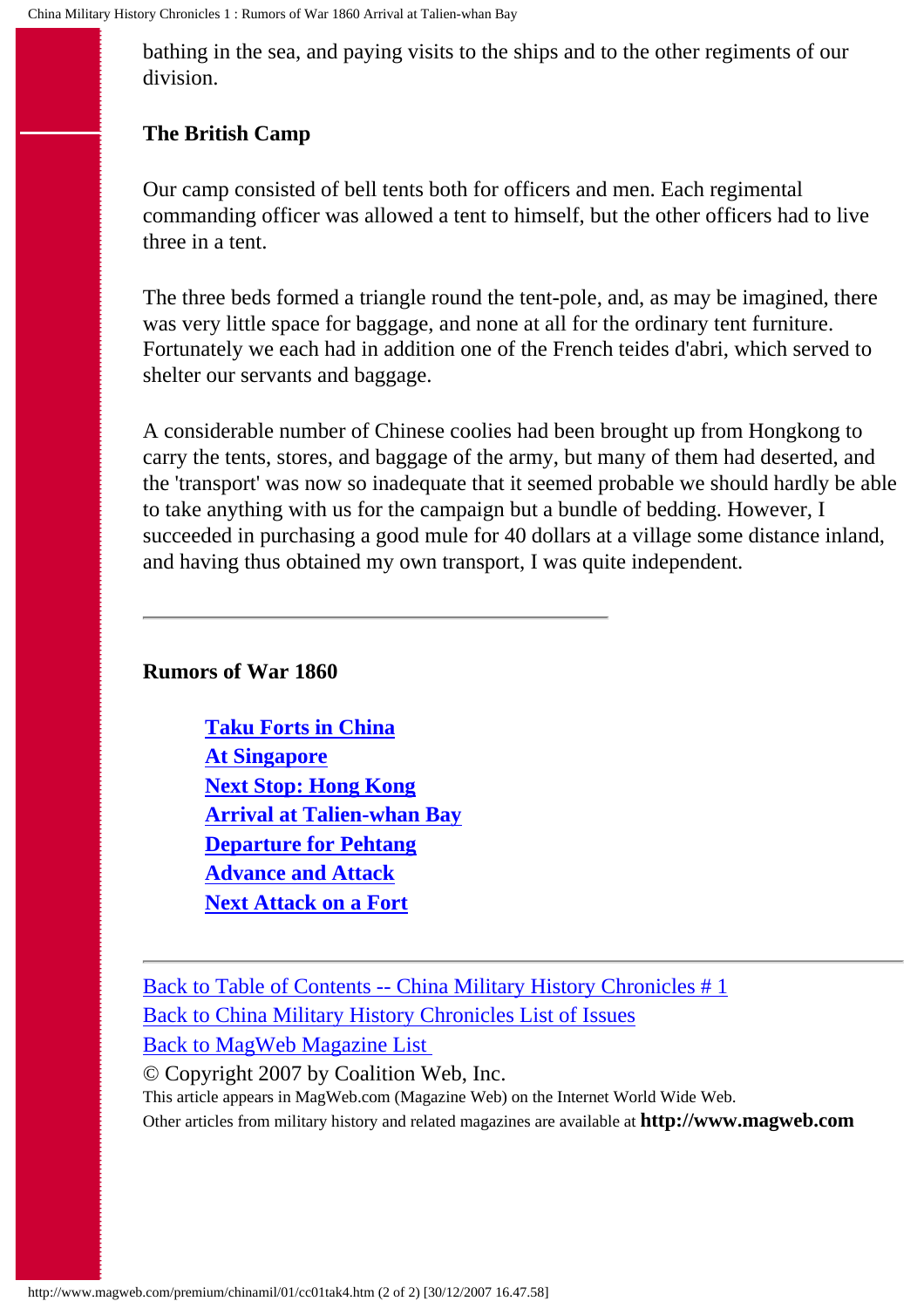bathing in the sea, and paying visits to the ships and to the other regiments of our division.

### The British Camp

Our camp consisted of bell tents both for officers and men. Each regimental commanding officer was allowed a tent to himself, but the other officers had to live three in a tent.

The three beds formed a triangle round the tent-pole, and, as may be imagined, there was very little space for baggage, and none at all for the ordinary tent furniture. Fortunately we each had in addition one of the French teides d'abri, which served to shelter our servants and baggage.

A considerable number of Chinese coolies had been brought up from Hongkong to carry the tents, stores, and baggage of the army, but many of them had deserted, and the 'transport' was now so inadequate that it seemed probable we should hardly be able to take anything with us for the campaign but a bundle of bedding. However, I succeeded in purchasing a good mule for 40 dollars at a village some distance inland, and having thus obtained my own transport, I was quite independent.

---

### Rumors of War 1860

- **Taku Forts in China**
- **At Singapore**
- **Next Stop: Hong Kong**
- **Arrival at Talien-whan Bay**
- **Departure for Pehtang**
- **Advance and Attack**
- **Next Attack on a Fort**

---

Back to Table of Contents -- China Military History Chronicles # 1
Back to China Military History Chronicles List of Issues
Back to MagWeb Magazine List
© Copyright 2007 by Coalition Web, Inc.
This article appears in MagWeb.com (Magazine Web) on the Internet World Wide Web.
Other articles from military history and related magazines are available at **http://www.magweb.com**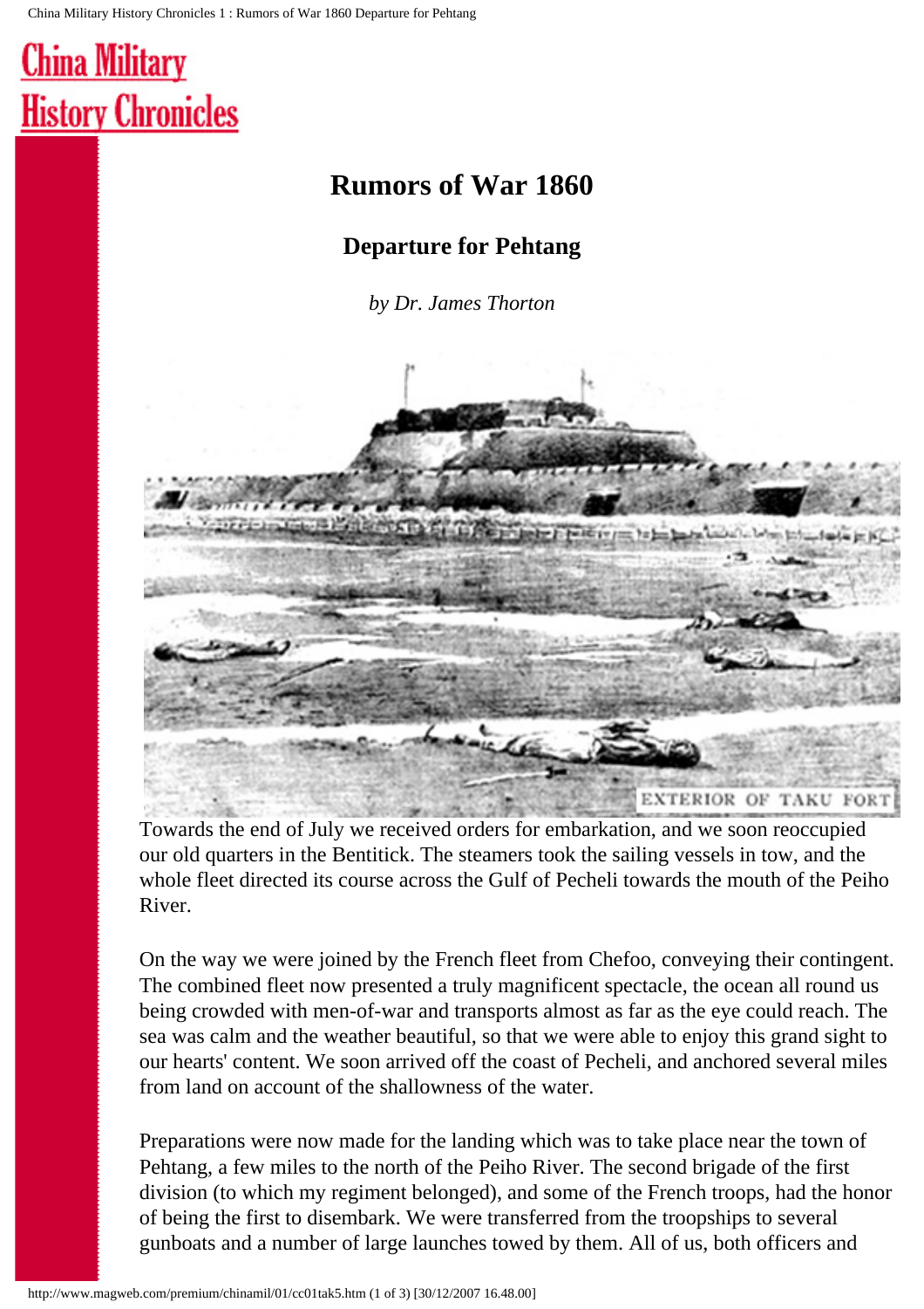# Rumors of War 1860

## Departure for Pehtang

*by Dr. James Thorton*

EXTERIOR OF TAKU FORT

Towards the end of July we received orders for embarkation, and we soon reoccupied our old quarters in the Bentitick. The steamers took the sailing vessels in tow, and the whole fleet directed its course across the Gulf of Pecheli towards the mouth of the Peiho River.

On the way we were joined by the French fleet from Chefoo, conveying their contingent. The combined fleet now presented a truly magnificent spectacle, the ocean all round us being crowded with men-of-war and transports almost as far as the eye could reach. The sea was calm and the weather beautiful, so that we were able to enjoy this grand sight to our hearts' content. We soon arrived off the coast of Pecheli, and anchored several miles from land on account of the shallowness of the water.

Preparations were now made for the landing which was to take place near the town of Pehtang, a few miles to the north of the Peiho River. The second brigade of the first division (to which my regiment belonged), and some of the French troops, had the honor of being the first to disembark. We were transferred from the troopships to several gunboats and a number of large launches towed by them. All of us, both officers and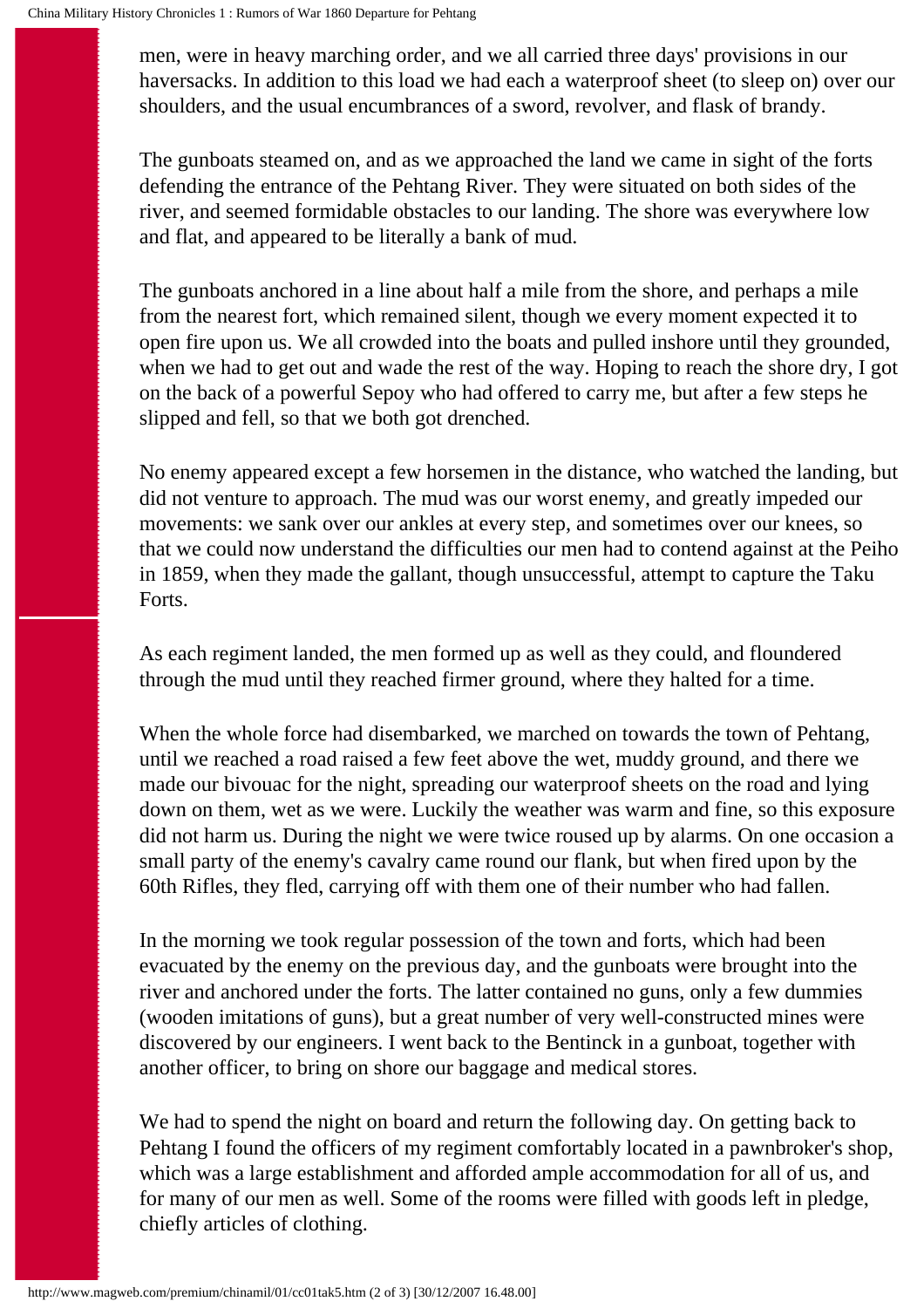men, were in heavy marching order, and we all carried three days' provisions in our haversacks. In addition to this load we had each a waterproof sheet (to sleep on) over our shoulders, and the usual encumbrances of a sword, revolver, and flask of brandy.

The gunboats steamed on, and as we approached the land we came in sight of the forts defending the entrance of the Pehtang River. They were situated on both sides of the river, and seemed formidable obstacles to our landing. The shore was everywhere low and flat, and appeared to be literally a bank of mud.

The gunboats anchored in a line about half a mile from the shore, and perhaps a mile from the nearest fort, which remained silent, though we every moment expected it to open fire upon us. We all crowded into the boats and pulled inshore until they grounded, when we had to get out and wade the rest of the way. Hoping to reach the shore dry, I got on the back of a powerful Sepoy who had offered to carry me, but after a few steps he slipped and fell, so that we both got drenched.

No enemy appeared except a few horsemen in the distance, who watched the landing, but did not venture to approach. The mud was our worst enemy, and greatly impeded our movements: we sank over our ankles at every step, and sometimes over our knees, so that we could now understand the difficulties our men had to contend against at the Peiho in 1859, when they made the gallant, though unsuccessful, attempt to capture the Taku Forts.

As each regiment landed, the men formed up as well as they could, and floundered through the mud until they reached firmer ground, where they halted for a time.

When the whole force had disembarked, we marched on towards the town of Pehtang, until we reached a road raised a few feet above the wet, muddy ground, and there we made our bivouac for the night, spreading our waterproof sheets on the road and lying down on them, wet as we were. Luckily the weather was warm and fine, so this exposure did not harm us. During the night we were twice roused up by alarms. On one occasion a small party of the enemy's cavalry came round our flank, but when fired upon by the 60th Rifles, they fled, carrying off with them one of their number who had fallen.

In the morning we took regular possession of the town and forts, which had been evacuated by the enemy on the previous day, and the gunboats were brought into the river and anchored under the forts. The latter contained no guns, only a few dummies (wooden imitations of guns), but a great number of very well-constructed mines were discovered by our engineers. I went back to the Bentinck in a gunboat, together with another officer, to bring on shore our baggage and medical stores.

We had to spend the night on board and return the following day. On getting back to Pehtang I found the officers of my regiment comfortably located in a pawnbroker's shop, which was a large establishment and afforded ample accommodation for all of us, and for many of our men as well. Some of the rooms were filled with goods left in pledge, chiefly articles of clothing.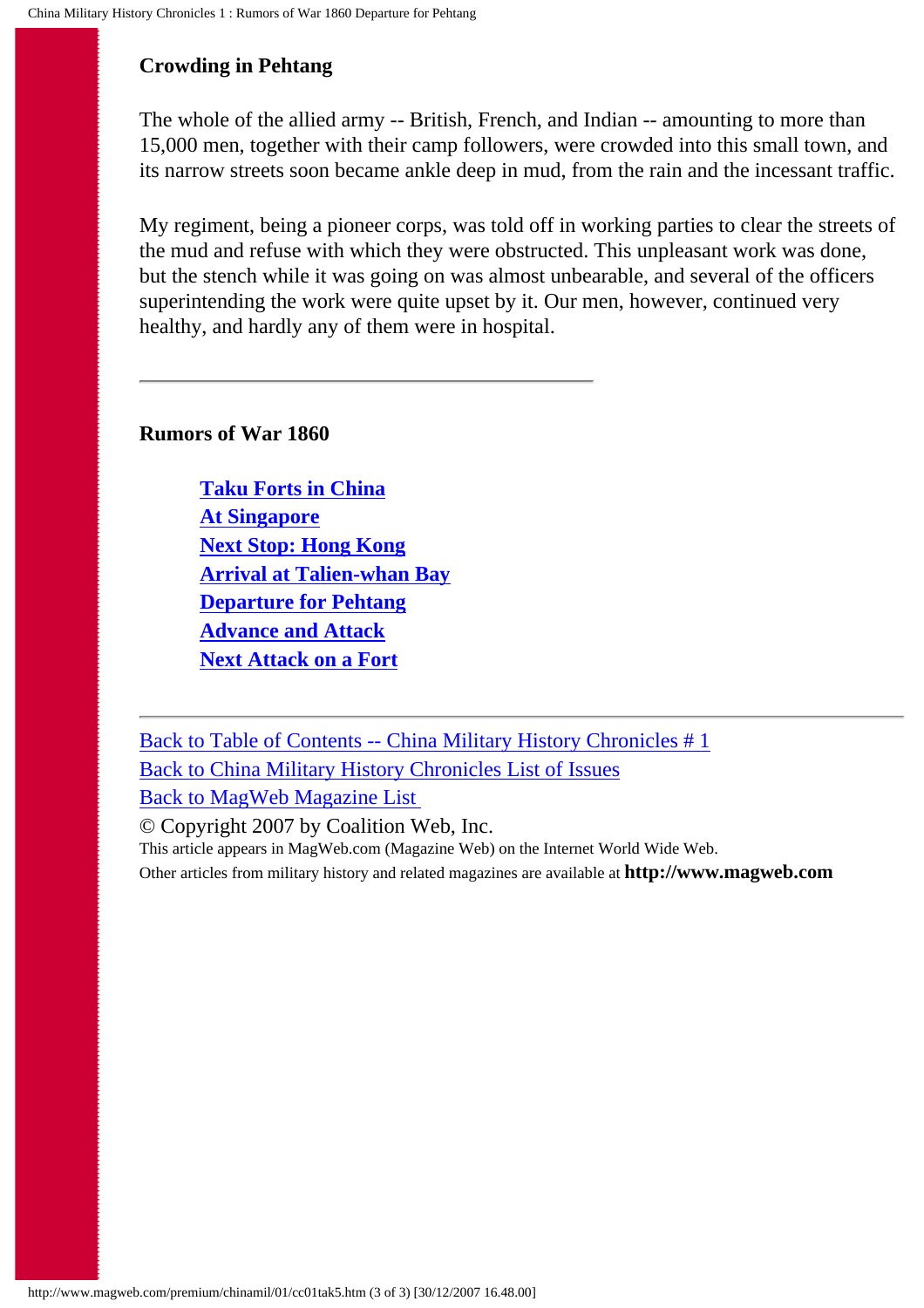### Crowding in Pehtang

The whole of the allied army -- British, French, and Indian -- amounting to more than 15,000 men, together with their camp followers, were crowded into this small town, and its narrow streets soon became ankle deep in mud, from the rain and the incessant traffic.

My regiment, being a pioneer corps, was told off in working parties to clear the streets of the mud and refuse with which they were obstructed. This unpleasant work was done, but the stench while it was going on was almost unbearable, and several of the officers superintending the work were quite upset by it. Our men, however, continued very healthy, and hardly any of them were in hospital.

---

**Rumors of War 1860**

- **Taku Forts in China**
- **At Singapore**
- **Next Stop: Hong Kong**
- **Arrival at Talien-whan Bay**
- **Departure for Pehtang**
- **Advance and Attack**
- **Next Attack on a Fort**

---

Back to Table of Contents -- China Military History Chronicles # 1
Back to China Military History Chronicles List of Issues
Back to MagWeb Magazine List
© Copyright 2007 by Coalition Web, Inc.
This article appears in MagWeb.com (Magazine Web) on the Internet World Wide Web.
Other articles from military history and related magazines are available at **http://www.magweb.com**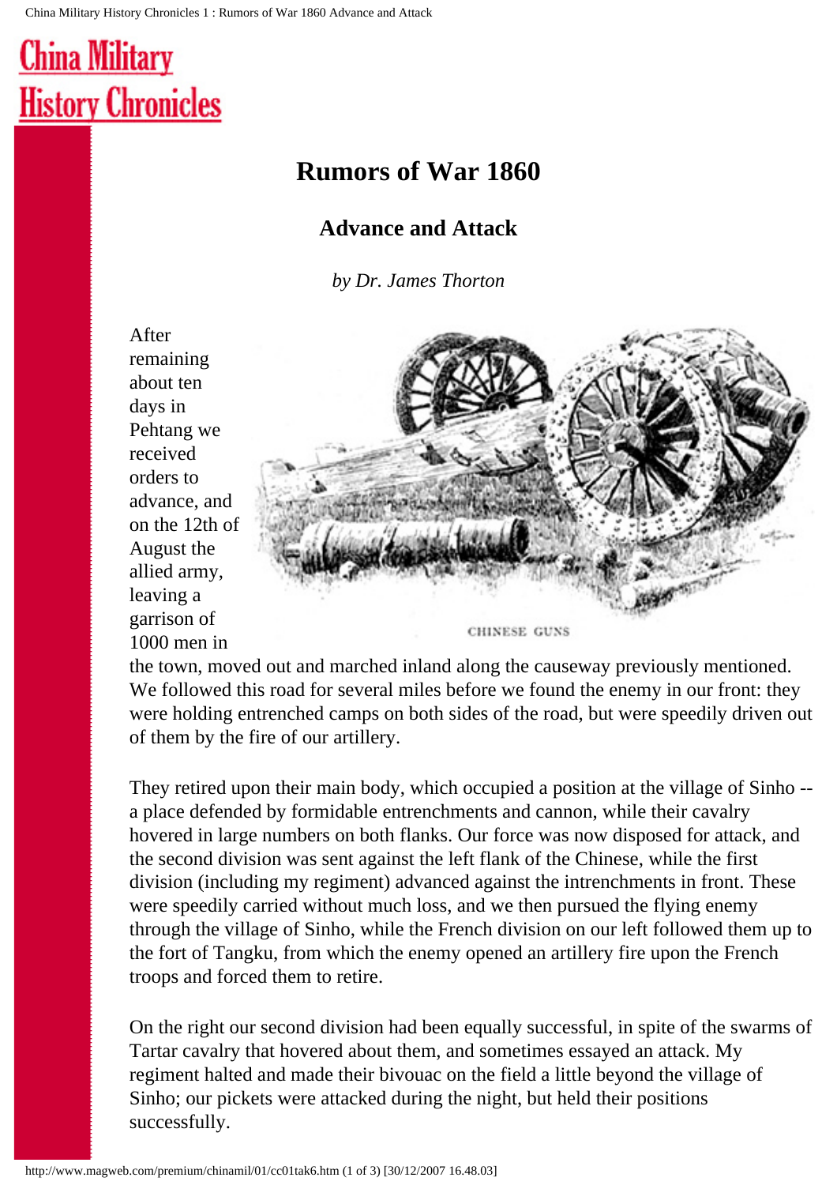# Rumors of War 1860

## Advance and Attack

*by Dr. James Thorton*

CHINESE GUNS

After remaining about ten days in Pehtang we received orders to advance, and on the 12th of August the allied army, leaving a garrison of 1000 men in the town, moved out and marched inland along the causeway previously mentioned. We followed this road for several miles before we found the enemy in our front: they were holding entrenched camps on both sides of the road, but were speedily driven out of them by the fire of our artillery.

They retired upon their main body, which occupied a position at the village of Sinho -- a place defended by formidable entrenchments and cannon, while their cavalry hovered in large numbers on both flanks. Our force was now disposed for attack, and the second division was sent against the left flank of the Chinese, while the first division (including my regiment) advanced against the intrenchments in front. These were speedily carried without much loss, and we then pursued the flying enemy through the village of Sinho, while the French division on our left followed them up to the fort of Tangku, from which the enemy opened an artillery fire upon the French troops and forced them to retire.

On the right our second division had been equally successful, in spite of the swarms of Tartar cavalry that hovered about them, and sometimes essayed an attack. My regiment halted and made their bivouac on the field a little beyond the village of Sinho; our pickets were attacked during the night, but held their positions successfully.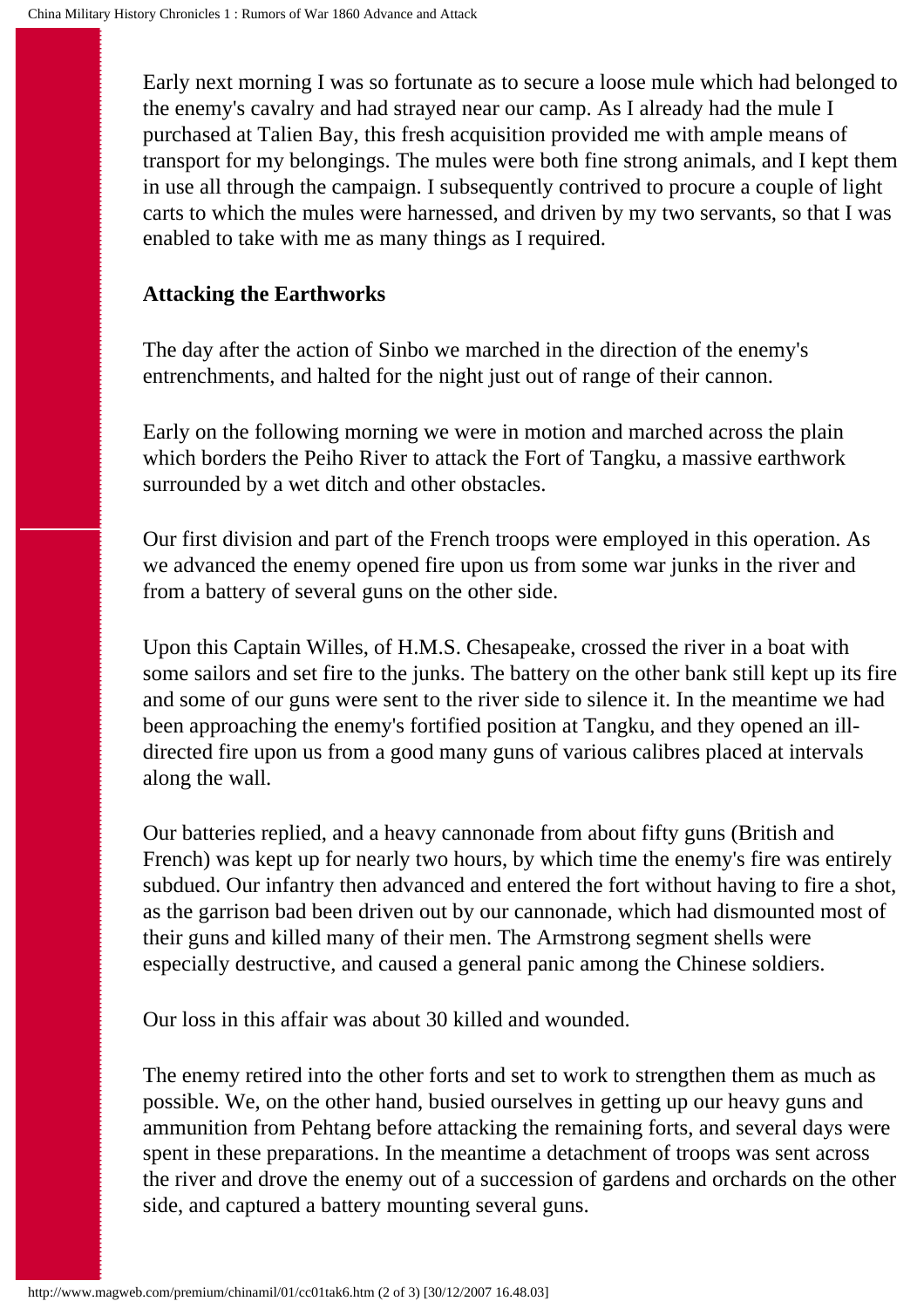Early next morning I was so fortunate as to secure a loose mule which had belonged to the enemy's cavalry and had strayed near our camp. As I already had the mule I purchased at Talien Bay, this fresh acquisition provided me with ample means of transport for my belongings. The mules were both fine strong animals, and I kept them in use all through the campaign. I subsequently contrived to procure a couple of light carts to which the mules were harnessed, and driven by my two servants, so that I was enabled to take with me as many things as I required.

**Attacking the Earthworks**

The day after the action of Sinbo we marched in the direction of the enemy's entrenchments, and halted for the night just out of range of their cannon.

Early on the following morning we were in motion and marched across the plain which borders the Peiho River to attack the Fort of Tangku, a massive earthwork surrounded by a wet ditch and other obstacles.

Our first division and part of the French troops were employed in this operation. As we advanced the enemy opened fire upon us from some war junks in the river and from a battery of several guns on the other side.

Upon this Captain Willes, of H.M.S. Chesapeake, crossed the river in a boat with some sailors and set fire to the junks. The battery on the other bank still kept up its fire and some of our guns were sent to the river side to silence it. In the meantime we had been approaching the enemy's fortified position at Tangku, and they opened an ill-directed fire upon us from a good many guns of various calibres placed at intervals along the wall.

Our batteries replied, and a heavy cannonade from about fifty guns (British and French) was kept up for nearly two hours, by which time the enemy's fire was entirely subdued. Our infantry then advanced and entered the fort without having to fire a shot, as the garrison bad been driven out by our cannonade, which had dismounted most of their guns and killed many of their men. The Armstrong segment shells were especially destructive, and caused a general panic among the Chinese soldiers.

Our loss in this affair was about 30 killed and wounded.

The enemy retired into the other forts and set to work to strengthen them as much as possible. We, on the other hand, busied ourselves in getting up our heavy guns and ammunition from Pehtang before attacking the remaining forts, and several days were spent in these preparations. In the meantime a detachment of troops was sent across the river and drove the enemy out of a succession of gardens and orchards on the other side, and captured a battery mounting several guns.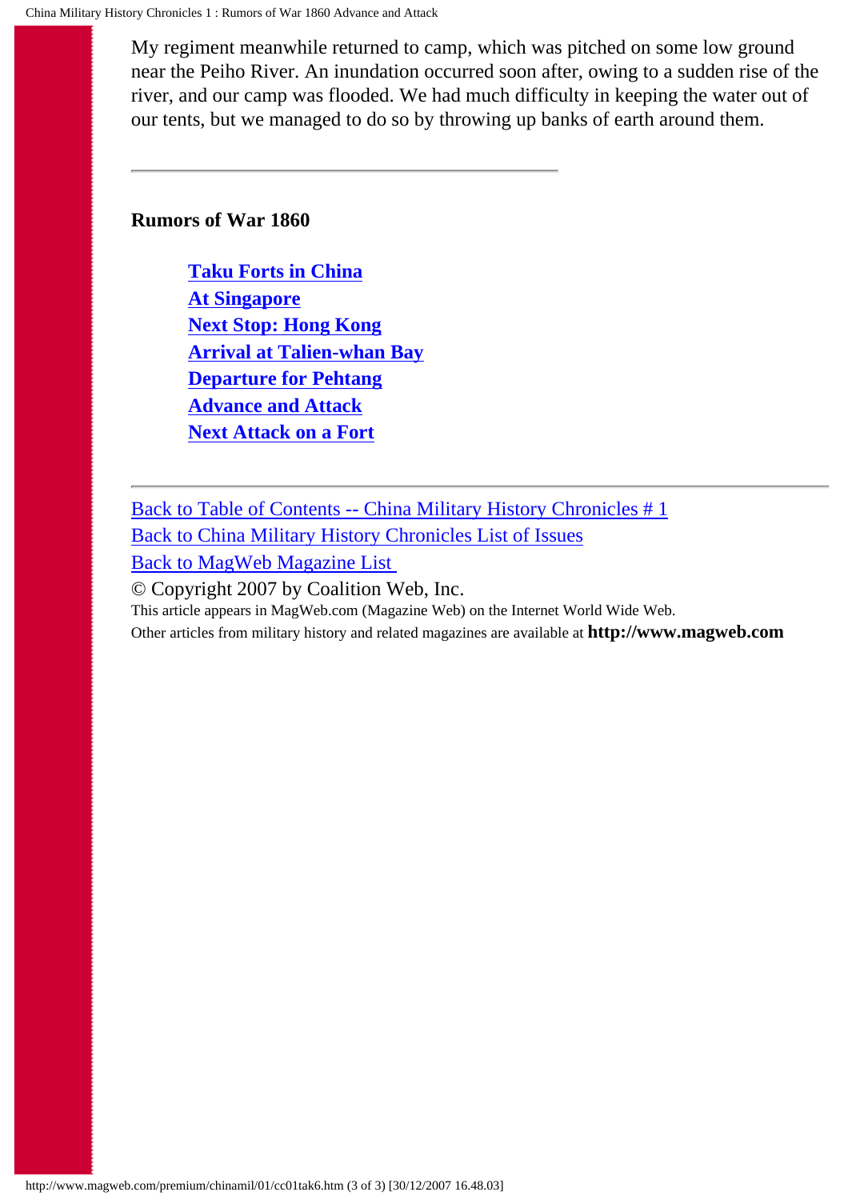My regiment meanwhile returned to camp, which was pitched on some low ground near the Peiho River. An inundation occurred soon after, owing to a sudden rise of the river, and our camp was flooded. We had much difficulty in keeping the water out of our tents, but we managed to do so by throwing up banks of earth around them.

---

**Rumors of War 1860**

- **Taku Forts in China**
- **At Singapore**
- **Next Stop: Hong Kong**
- **Arrival at Talien-whan Bay**
- **Departure for Pehtang**
- **Advance and Attack**
- **Next Attack on a Fort**

---

Back to Table of Contents -- China Military History Chronicles # 1
Back to China Military History Chronicles List of Issues
Back to MagWeb Magazine List
© Copyright 2007 by Coalition Web, Inc.
This article appears in MagWeb.com (Magazine Web) on the Internet World Wide Web.
Other articles from military history and related magazines are available at **http://www.magweb.com**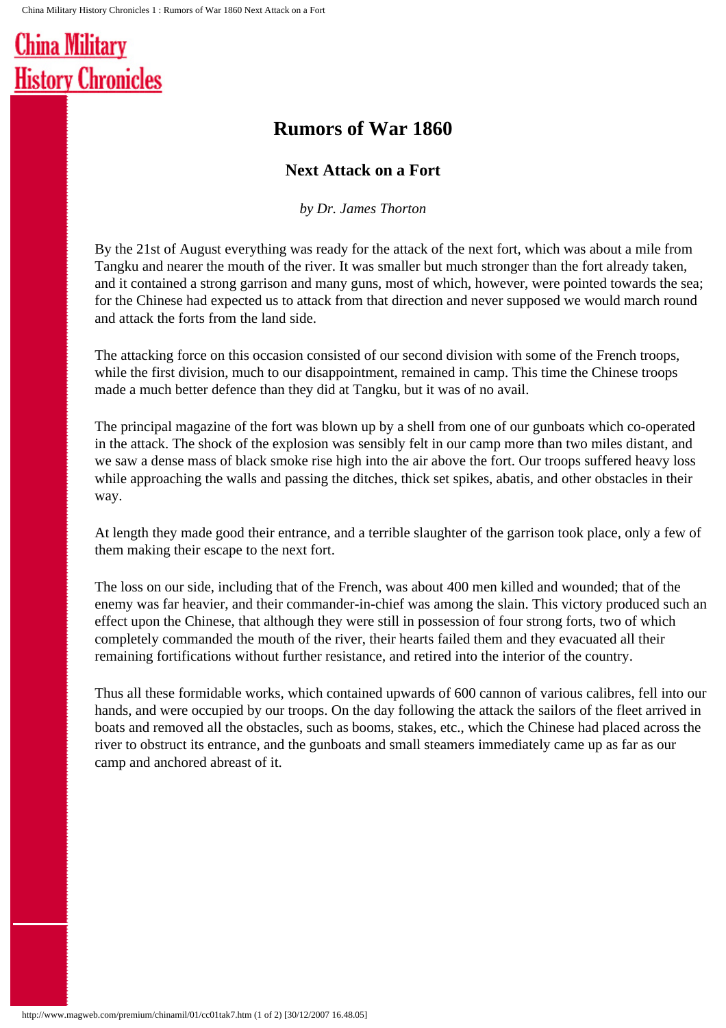# Rumors of War 1860

## Next Attack on a Fort

*by Dr. James Thorton*

By the 21st of August everything was ready for the attack of the next fort, which was about a mile from Tangku and nearer the mouth of the river. It was smaller but much stronger than the fort already taken, and it contained a strong garrison and many guns, most of which, however, were pointed towards the sea; for the Chinese had expected us to attack from that direction and never supposed we would march round and attack the forts from the land side.

The attacking force on this occasion consisted of our second division with some of the French troops, while the first division, much to our disappointment, remained in camp. This time the Chinese troops made a much better defence than they did at Tangku, but it was of no avail.

The principal magazine of the fort was blown up by a shell from one of our gunboats which co-operated in the attack. The shock of the explosion was sensibly felt in our camp more than two miles distant, and we saw a dense mass of black smoke rise high into the air above the fort. Our troops suffered heavy loss while approaching the walls and passing the ditches, thick set spikes, abatis, and other obstacles in their way.

At length they made good their entrance, and a terrible slaughter of the garrison took place, only a few of them making their escape to the next fort.

The loss on our side, including that of the French, was about 400 men killed and wounded; that of the enemy was far heavier, and their commander-in-chief was among the slain. This victory produced such an effect upon the Chinese, that although they were still in possession of four strong forts, two of which completely commanded the mouth of the river, their hearts failed them and they evacuated all their remaining fortifications without further resistance, and retired into the interior of the country.

Thus all these formidable works, which contained upwards of 600 cannon of various calibres, fell into our hands, and were occupied by our troops. On the day following the attack the sailors of the fleet arrived in boats and removed all the obstacles, such as booms, stakes, etc., which the Chinese had placed across the river to obstruct its entrance, and the gunboats and small steamers immediately came up as far as our camp and anchored abreast of it.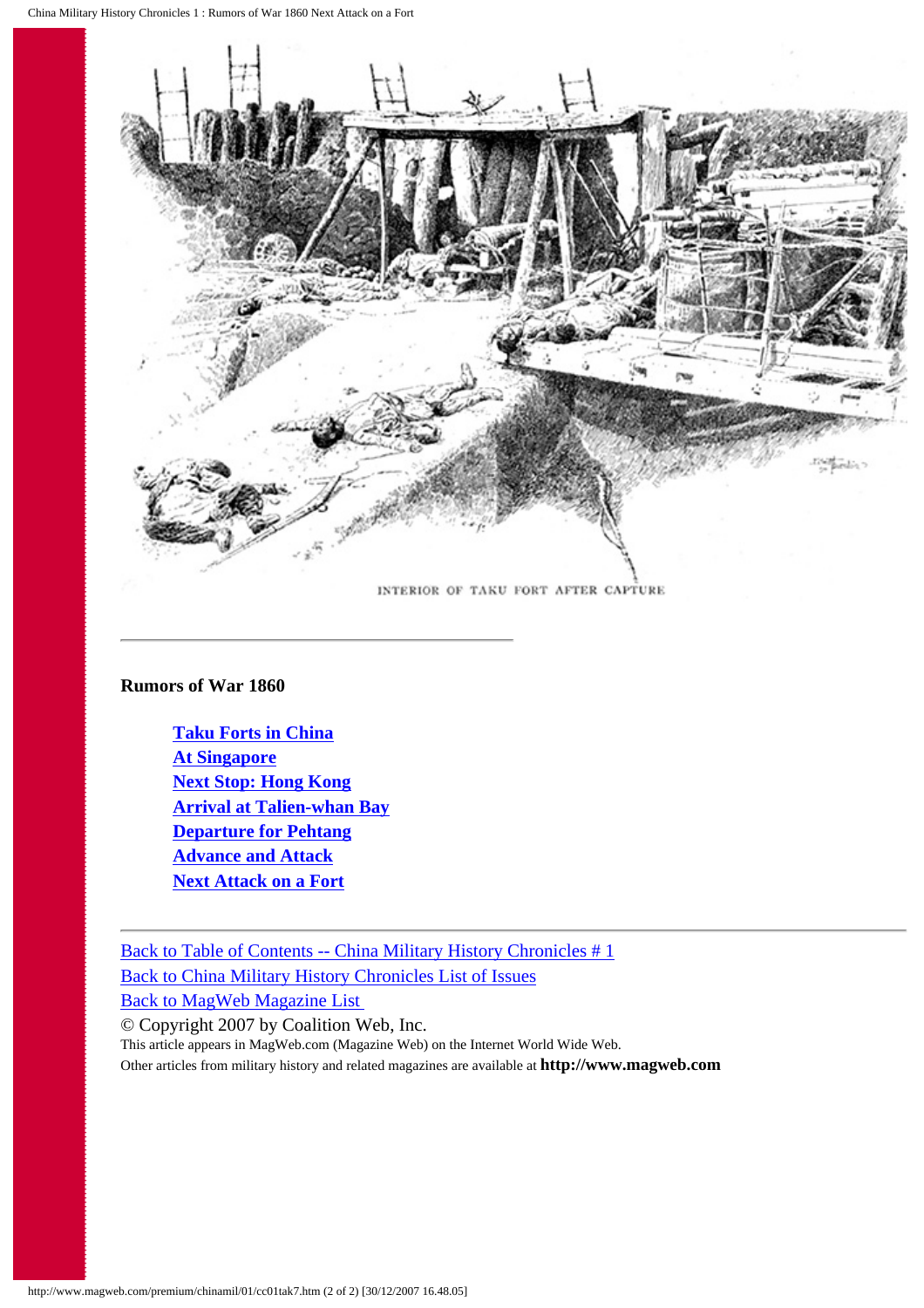INTERIOR OF TAKU FORT AFTER CAPTURE

---

**Rumors of War 1860**

- Taku Forts in China
- At Singapore
- Next Stop: Hong Kong
- Arrival at Talien-whan Bay
- Departure for Pehtang
- Advance and Attack
- Next Attack on a Fort

---

Back to Table of Contents -- China Military History Chronicles # 1
Back to China Military History Chronicles List of Issues
Back to MagWeb Magazine List
© Copyright 2007 by Coalition Web, Inc.
This article appears in MagWeb.com (Magazine Web) on the Internet World Wide Web.
Other articles from military history and related magazines are available at **http://www.magweb.com**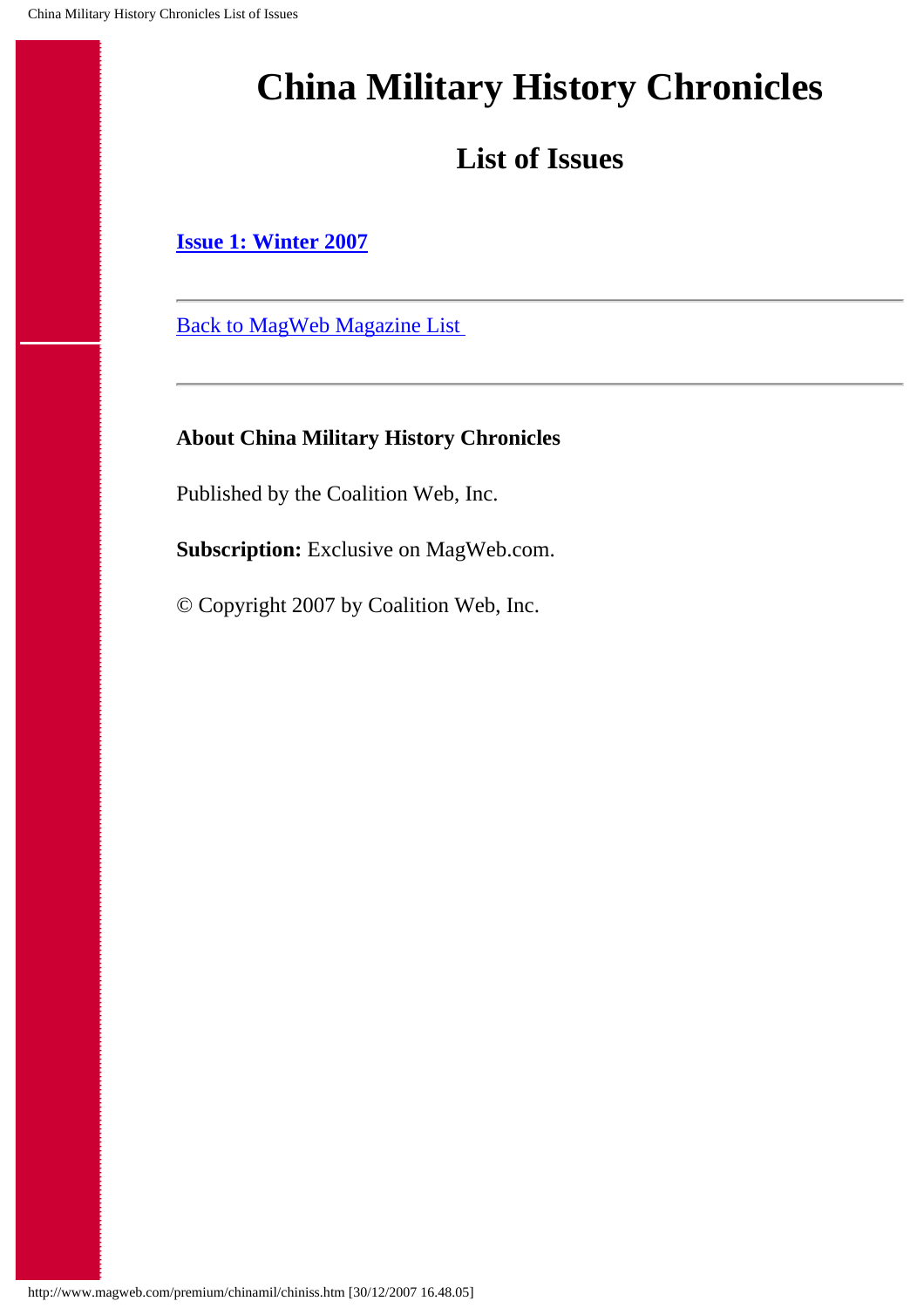# China Military History Chronicles

## List of Issues

**Issue 1: Winter 2007**

---

Back to MagWeb Magazine List

---

**About China Military History Chronicles**

Published by the Coalition Web, Inc.

**Subscription:** Exclusive on MagWeb.com.

© Copyright 2007 by Coalition Web, Inc.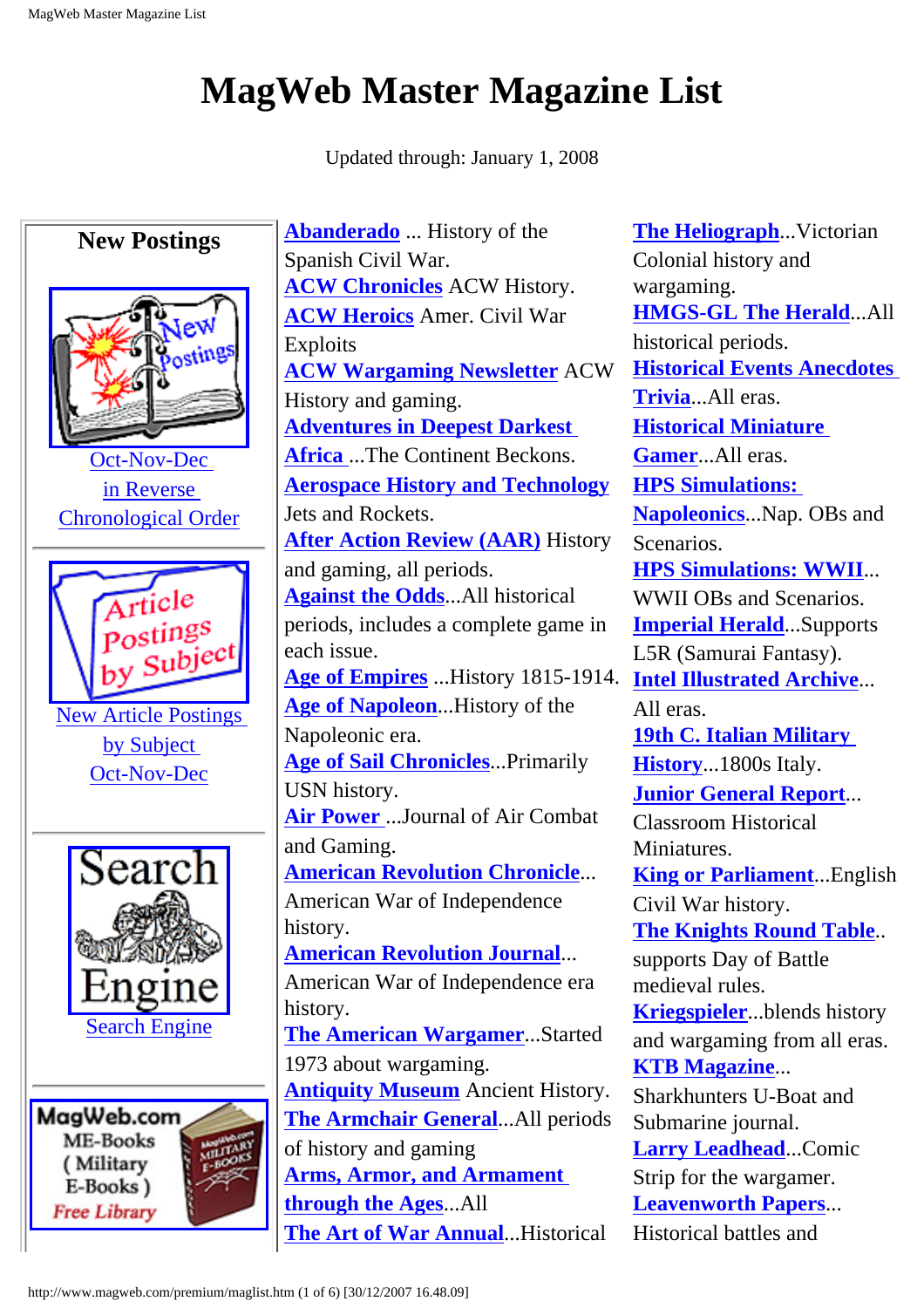# MagWeb Master Magazine List

Updated through: January 1, 2008

## New Postings

Oct-Nov-Dec in Reverse Chronological Order

New Article Postings by Subject Oct-Nov-Dec

Search Engine

MagWeb.com ME-Books (Military E-Books) Free Library

**Abanderado** ... History of the Spanish Civil War.
**ACW Chronicles** ACW History.
**ACW Heroics** Amer. Civil War Exploits
**ACW Wargaming Newsletter** ACW History and gaming.
**Adventures in Deepest Darkest Africa** ...The Continent Beckons.
**Aerospace History and Technology** Jets and Rockets.
**After Action Review (AAR)** History and gaming, all periods.
**Against the Odds**...All historical periods, includes a complete game in each issue.
**Age of Empires** ...History 1815-1914.
**Age of Napoleon**...History of the Napoleonic era.
**Age of Sail Chronicles**...Primarily USN history.
**Air Power** ...Journal of Air Combat and Gaming.
**American Revolution Chronicle**... American War of Independence history.
**American Revolution Journal**... American War of Independence era history.
**The American Wargamer**...Started 1973 about wargaming.
**Antiquity Museum** Ancient History.
**The Armchair General**...All periods of history and gaming
**Arms, Armor, and Armament through the Ages**...All
**The Art of War Annual**...Historical

**The Heliograph**...Victorian Colonial history and wargaming.
**HMGS-GL The Herald**...All historical periods.
**Historical Events Anecdotes Trivia**...All eras.
**Historical Miniature Gamer**...All eras.
**HPS Simulations: Napoleonics**...Nap. OBs and Scenarios.
**HPS Simulations: WWII**... WWII OBs and Scenarios.
**Imperial Herald**...Supports L5R (Samurai Fantasy).
**Intel Illustrated Archive**... All eras.
**19th C. Italian Military History**...1800s Italy.
**Junior General Report**... Classroom Historical Miniatures.
**King or Parliament**...English Civil War history.
**The Knights Round Table**.. supports Day of Battle medieval rules.
**Kriegspieler**...blends history and wargaming from all eras.
**KTB Magazine**... Sharkhunters U-Boat and Submarine journal.
**Larry Leadhead**...Comic Strip for the wargamer.
**Leavenworth Papers**... Historical battles and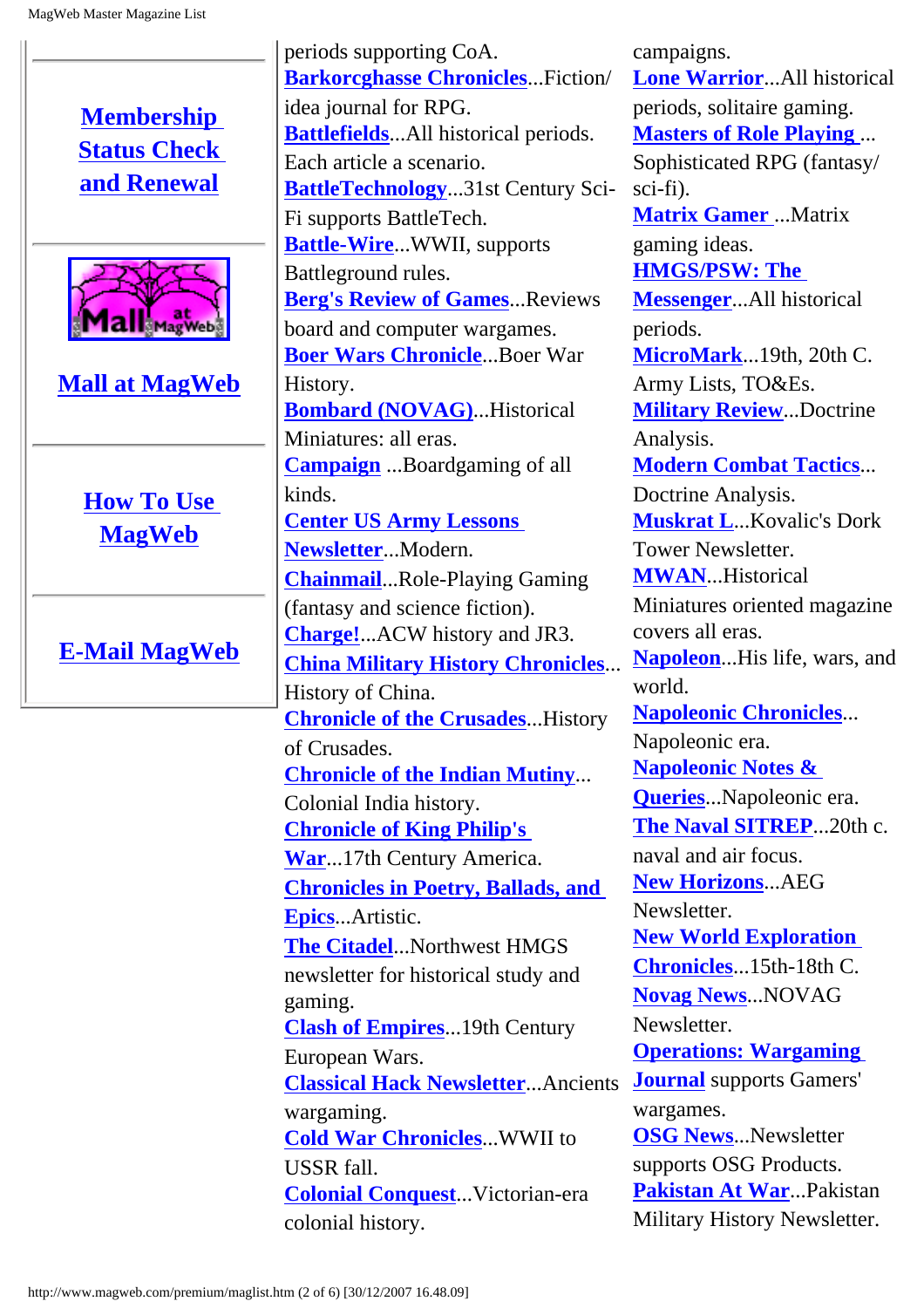**Membership Status Check and Renewal**

**Mall at MagWeb**

**How To Use MagWeb**

**E-Mail MagWeb**

periods supporting CoA.
**Barkorcghasse Chronicles**...Fiction/ idea journal for RPG.
**Battlefields**...All historical periods. Each article a scenario.
**BattleTechnology**...31st Century Sci-Fi supports BattleTech.
**Battle-Wire**...WWII, supports Battleground rules.
**Berg's Review of Games**...Reviews board and computer wargames.
**Boer Wars Chronicle**...Boer War History.
**Bombard (NOVAG)**...Historical Miniatures: all eras.
**Campaign** ...Boardgaming of all kinds.
**Center US Army Lessons Newsletter**...Modern.
**Chainmail**...Role-Playing Gaming (fantasy and science fiction).
**Charge!**...ACW history and JR3.
**China Military History Chronicles**... History of China.
**Chronicle of the Crusades**...History of Crusades.
**Chronicle of the Indian Mutiny**... Colonial India history.
**Chronicle of King Philip's War**...17th Century America.
**Chronicles in Poetry, Ballads, and Epics**...Artistic.
**The Citadel**...Northwest HMGS newsletter for historical study and gaming.
**Clash of Empires**...19th Century European Wars.
**Classical Hack Newsletter**...Ancients wargaming.
**Cold War Chronicles**...WWII to USSR fall.
**Colonial Conquest**...Victorian-era colonial history.

campaigns.
**Lone Warrior**...All historical periods, solitaire gaming.
**Masters of Role Playing** ... Sophisticated RPG (fantasy/ sci-fi).
**Matrix Gamer** ...Matrix gaming ideas.
**HMGS/PSW: The Messenger**...All historical periods.
**MicroMark**...19th, 20th C. Army Lists, TO&Es.
**Military Review**...Doctrine Analysis.
**Modern Combat Tactics**... Doctrine Analysis.
**Muskrat L**...Kovalic's Dork Tower Newsletter.
**MWAN**...Historical Miniatures oriented magazine covers all eras.
**Napoleon**...His life, wars, and world.
**Napoleonic Chronicles**... Napoleonic era.
**Napoleonic Notes & Queries**...Napoleonic era.
**The Naval SITREP**...20th c. naval and air focus.
**New Horizons**...AEG Newsletter.
**New World Exploration Chronicles**...15th-18th C.
**Novag News**...NOVAG Newsletter.
**Operations: Wargaming Journal** supports Gamers' wargames.
**OSG News**...Newsletter supports OSG Products.
**Pakistan At War**...Pakistan Military History Newsletter.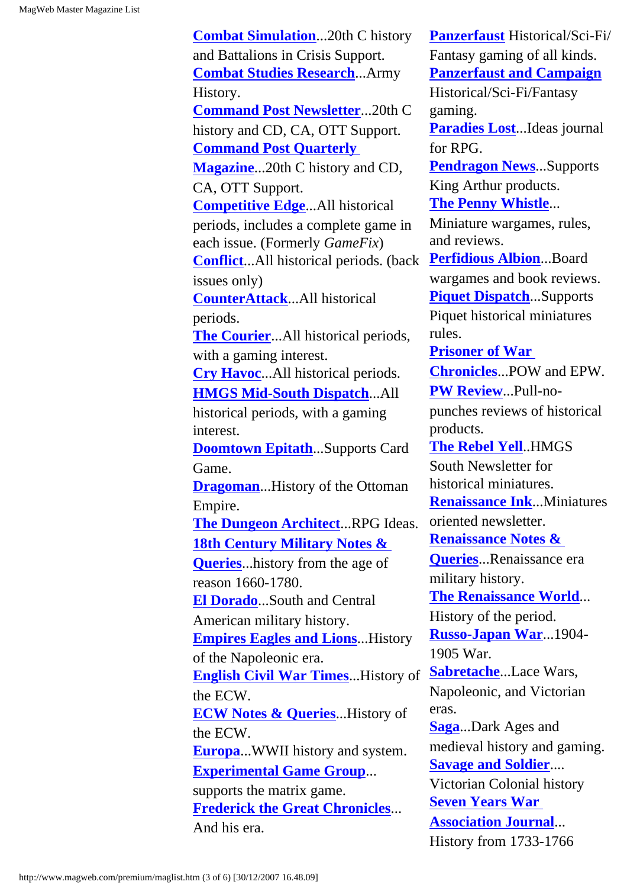**Combat Simulation**...20th C history and Battalions in Crisis Support.
**Combat Studies Research**...Army History.
**Command Post Newsletter**...20th C history and CD, CA, OTT Support.
**Command Post Quarterly Magazine**...20th C history and CD, CA, OTT Support.
**Competitive Edge**...All historical periods, includes a complete game in each issue. (Formerly *GameFix*)
**Conflict**...All historical periods. (back issues only)
**CounterAttack**...All historical periods.
**The Courier**...All historical periods, with a gaming interest.
**Cry Havoc**...All historical periods.
**HMGS Mid-South Dispatch**...All historical periods, with a gaming interest.
**Doomtown Epitath**...Supports Card Game.
**Dragoman**...History of the Ottoman Empire.
**The Dungeon Architect**...RPG Ideas.
**18th Century Military Notes & Queries**...history from the age of reason 1660-1780.
**El Dorado**...South and Central American military history.
**Empires Eagles and Lions**...History of the Napoleonic era.
**English Civil War Times**...History of the ECW.
**ECW Notes & Queries**...History of the ECW.
**Europa**...WWII history and system.
**Experimental Game Group**... supports the matrix game.
**Frederick the Great Chronicles**... And his era.
**Panzerfaust** Historical/Sci-Fi/ Fantasy gaming of all kinds.
**Panzerfaust and Campaign** Historical/Sci-Fi/Fantasy gaming.
**Paradies Lost**...Ideas journal for RPG.
**Pendragon News**...Supports King Arthur products.
**The Penny Whistle**... Miniature wargames, rules, and reviews.
**Perfidious Albion**...Board wargames and book reviews.
**Piquet Dispatch**...Supports Piquet historical miniatures rules.
**Prisoner of War Chronicles**...POW and EPW.
**PW Review**...Pull-no-punches reviews of historical products.
**The Rebel Yell**..HMGS South Newsletter for historical miniatures.
**Renaissance Ink**...Miniatures oriented newsletter.
**Renaissance Notes & Queries**...Renaissance era military history.
**The Renaissance World**... History of the period.
**Russo-Japan War**...1904-1905 War.
**Sabretache**...Lace Wars, Napoleonic, and Victorian eras.
**Saga**...Dark Ages and medieval history and gaming.
**Savage and Soldier**.... Victorian Colonial history
**Seven Years War Association Journal**... History from 1733-1766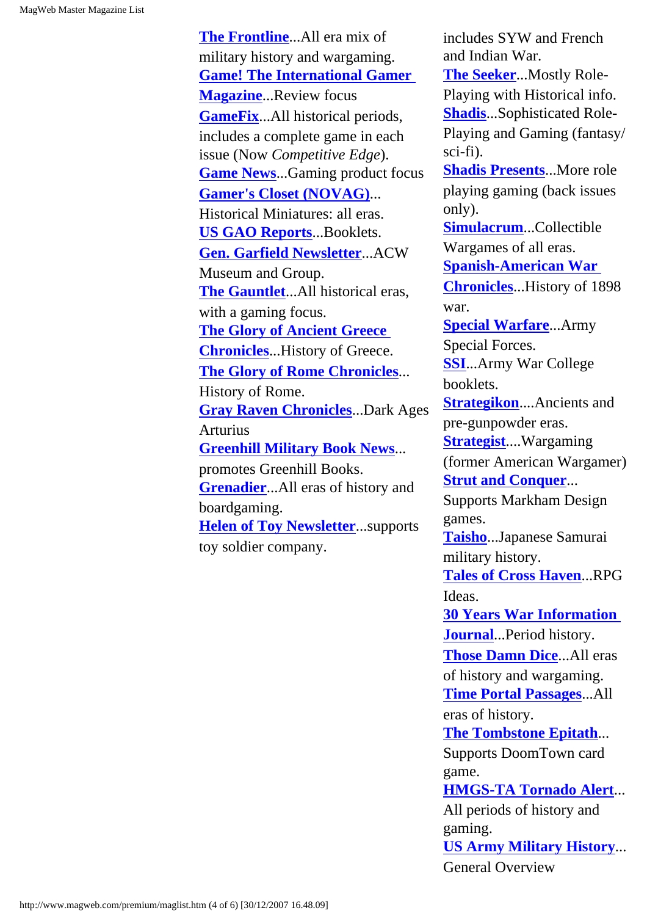**The Frontline**...All era mix of military history and wargaming.
**Game! The International Gamer Magazine**...Review focus
**GameFix**...All historical periods, includes a complete game in each issue (Now *Competitive Edge*).
**Game News**...Gaming product focus
**Gamer's Closet (NOVAG)**... Historical Miniatures: all eras.
**US GAO Reports**...Booklets.
**Gen. Garfield Newsletter**...ACW Museum and Group.
**The Gauntlet**...All historical eras, with a gaming focus.
**The Glory of Ancient Greece Chronicles**...History of Greece.
**The Glory of Rome Chronicles**... History of Rome.
**Gray Raven Chronicles**...Dark Ages Arturius
**Greenhill Military Book News**... promotes Greenhill Books.
**Grenadier**...All eras of history and boardgaming.
**Helen of Toy Newsletter**...supports toy soldier company.

includes SYW and French and Indian War.
**The Seeker**...Mostly Role-Playing with Historical info.
**Shadis**...Sophisticated Role-Playing and Gaming (fantasy/sci-fi).
**Shadis Presents**...More role playing gaming (back issues only).
**Simulacrum**...Collectible Wargames of all eras.
**Spanish-American War Chronicles**...History of 1898 war.
**Special Warfare**...Army Special Forces.
**SSI**...Army War College booklets.
**Strategikon**....Ancients and pre-gunpowder eras.
**Strategist**....Wargaming (former American Wargamer)
**Strut and Conquer**... Supports Markham Design games.
**Taisho**...Japanese Samurai military history.
**Tales of Cross Haven**...RPG Ideas.
**30 Years War Information Journal**...Period history.
**Those Damn Dice**...All eras of history and wargaming.
**Time Portal Passages**...All eras of history.
**The Tombstone Epitath**... Supports DoomTown card game.
**HMGS-TA Tornado Alert**... All periods of history and gaming.
**US Army Military History**... General Overview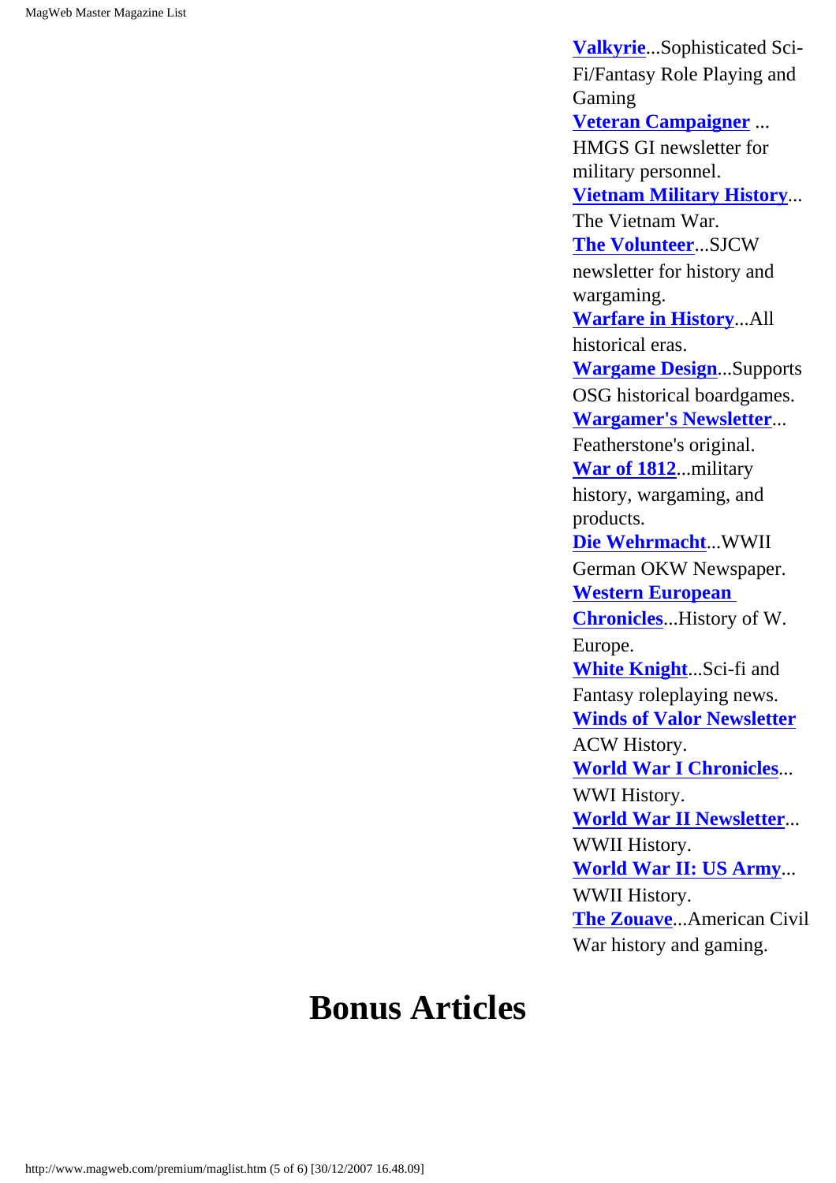**Valkyrie**...Sophisticated Sci-Fi/Fantasy Role Playing and Gaming
**Veteran Campaigner** ... HMGS GI newsletter for military personnel.
**Vietnam Military History**... The Vietnam War.
**The Volunteer**...SJCW newsletter for history and wargaming.
**Warfare in History**...All historical eras.
**Wargame Design**...Supports OSG historical boardgames.
**Wargamer's Newsletter**... Featherstone's original.
**War of 1812**...military history, wargaming, and products.
**Die Wehrmacht**...WWII German OKW Newspaper.
**Western European Chronicles**...History of W. Europe.
**White Knight**...Sci-fi and Fantasy roleplaying news.
**Winds of Valor Newsletter** ACW History.
**World War I Chronicles**... WWI History.
**World War II Newsletter**... WWII History.
**World War II: US Army**... WWII History.
**The Zouave**...American Civil War history and gaming.

# Bonus Articles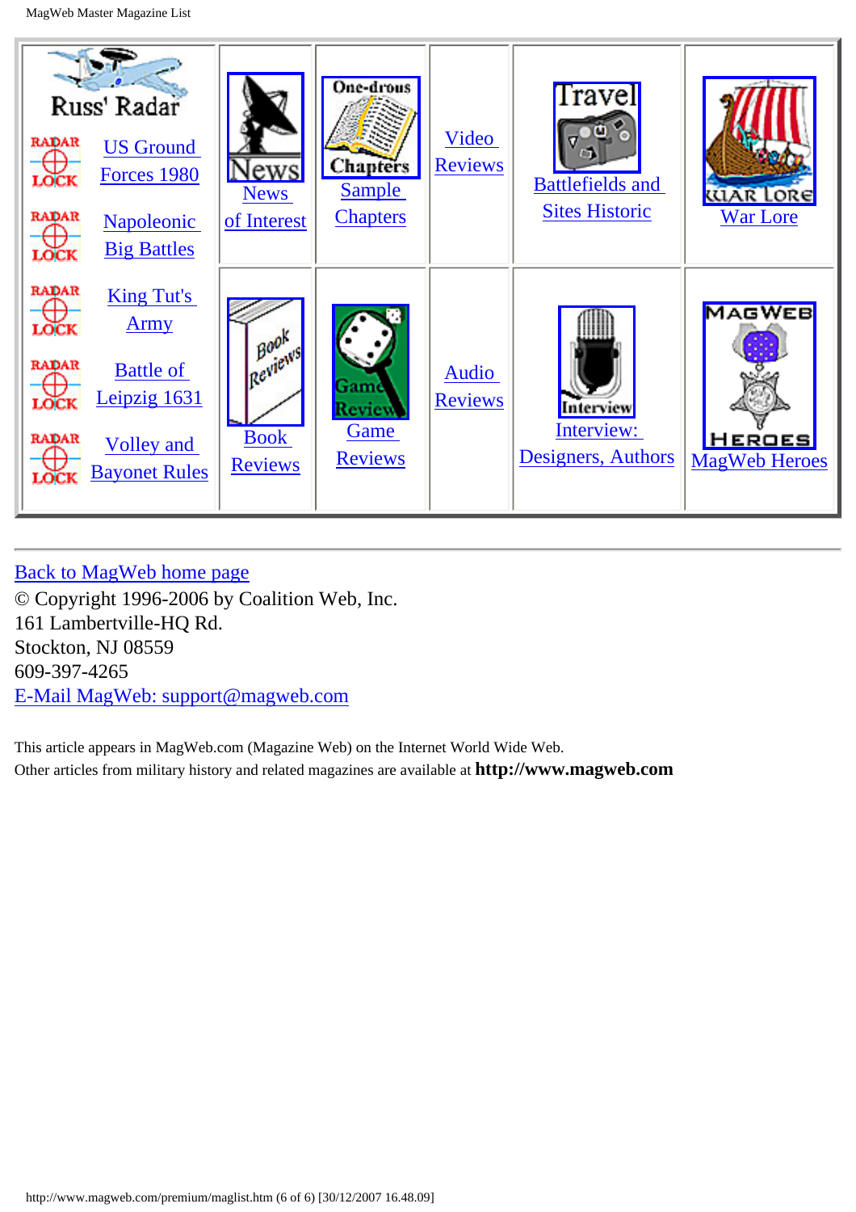| | | | | | |
|---|---|---|---|---|---|
| Russ' Radar<br>US Ground Forces 1980<br>Napoleonic Big Battles | News of Interest | Sample Chapters | Video Reviews | Battlefields and Sites Historic | War Lore |
| King Tut's Army<br>Battle of Leipzig 1631<br>Volley and Bayonet Rules | Book Reviews | Game Reviews | Audio Reviews | Interview: Designers, Authors | MagWeb Heroes |

---

Back to MagWeb home page
© Copyright 1996-2006 by Coalition Web, Inc.
161 Lambertville-HQ Rd.
Stockton, NJ 08559
609-397-4265
E-Mail MagWeb: support@magweb.com

This article appears in MagWeb.com (Magazine Web) on the Internet World Wide Web.
Other articles from military history and related magazines are available at **http://www.magweb.com**